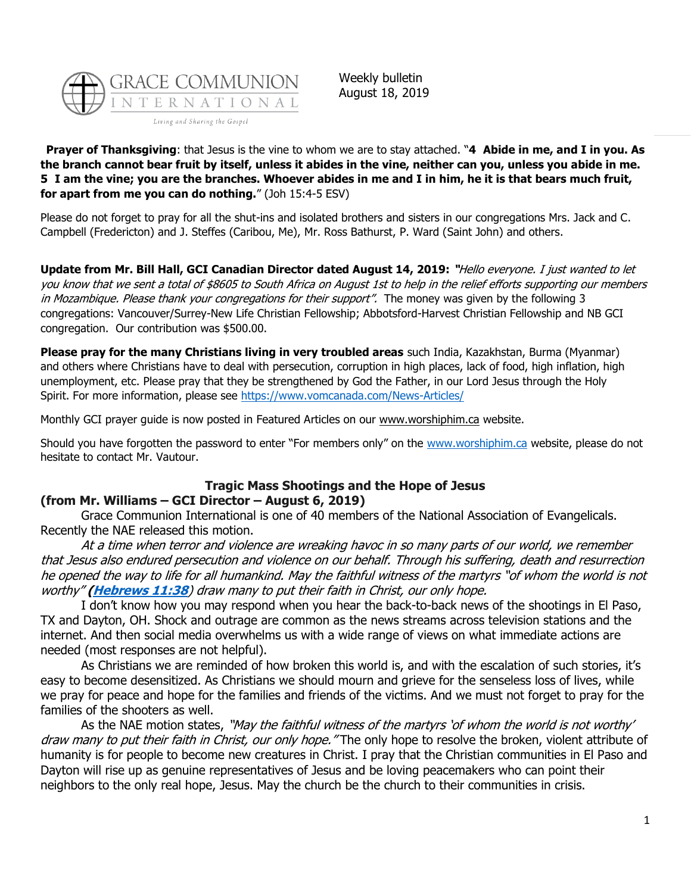GRACE COMMUNION INTERNATIONAL

Living and Sharing the Gospel

Weekly bulletin
August 18, 2019

**Prayer of Thanksgiving**: that Jesus is the vine to whom we are to stay attached. "**4 Abide in me, and I in you. As the branch cannot bear fruit by itself, unless it abides in the vine, neither can you, unless you abide in me. 5 I am the vine; you are the branches. Whoever abides in me and I in him, he it is that bears much fruit, for apart from me you can do nothing.**" (Joh 15:4-5 ESV)

Please do not forget to pray for all the shut-ins and isolated brothers and sisters in our congregations Mrs. Jack and C. Campbell (Fredericton) and J. Steffes (Caribou, Me), Mr. Ross Bathurst, P. Ward (Saint John) and others.

**Update from Mr. Bill Hall, GCI Canadian Director dated August 14, 2019:** *"Hello everyone. I just wanted to let you know that we sent a total of $8605 to South Africa on August 1st to help in the relief efforts supporting our members in Mozambique. Please thank your congregations for their support".* The money was given by the following 3 congregations: Vancouver/Surrey-New Life Christian Fellowship; Abbotsford-Harvest Christian Fellowship and NB GCI congregation. Our contribution was $500.00.

**Please pray for the many Christians living in very troubled areas** such India, Kazakhstan, Burma (Myanmar) and others where Christians have to deal with persecution, corruption in high places, lack of food, high inflation, high unemployment, etc. Please pray that they be strengthened by God the Father, in our Lord Jesus through the Holy Spirit. For more information, please see https://www.vomcanada.com/News-Articles/

Monthly GCI prayer guide is now posted in Featured Articles on our www.worshiphim.ca website.

Should you have forgotten the password to enter "For members only" on the www.worshiphim.ca website, please do not hesitate to contact Mr. Vautour.

## Tragic Mass Shootings and the Hope of Jesus

**(from Mr. Williams – GCI Director – August 6, 2019)**

Grace Communion International is one of 40 members of the National Association of Evangelicals. Recently the NAE released this motion.

*At a time when terror and violence are wreaking havoc in so many parts of our world, we remember that Jesus also endured persecution and violence on our behalf. Through his suffering, death and resurrection he opened the way to life for all humankind. May the faithful witness of the martyrs "of whom the world is not worthy" (**Hebrews 11:38**) draw many to put their faith in Christ, our only hope.*

I don't know how you may respond when you hear the back-to-back news of the shootings in El Paso, TX and Dayton, OH. Shock and outrage are common as the news streams across television stations and the internet. And then social media overwhelms us with a wide range of views on what immediate actions are needed (most responses are not helpful).

As Christians we are reminded of how broken this world is, and with the escalation of such stories, it's easy to become desensitized. As Christians we should mourn and grieve for the senseless loss of lives, while we pray for peace and hope for the families and friends of the victims. And we must not forget to pray for the families of the shooters as well.

As the NAE motion states, *"May the faithful witness of the martyrs 'of whom the world is not worthy' draw many to put their faith in Christ, our only hope."* The only hope to resolve the broken, violent attribute of humanity is for people to become new creatures in Christ. I pray that the Christian communities in El Paso and Dayton will rise up as genuine representatives of Jesus and be loving peacemakers who can point their neighbors to the only real hope, Jesus. May the church be the church to their communities in crisis.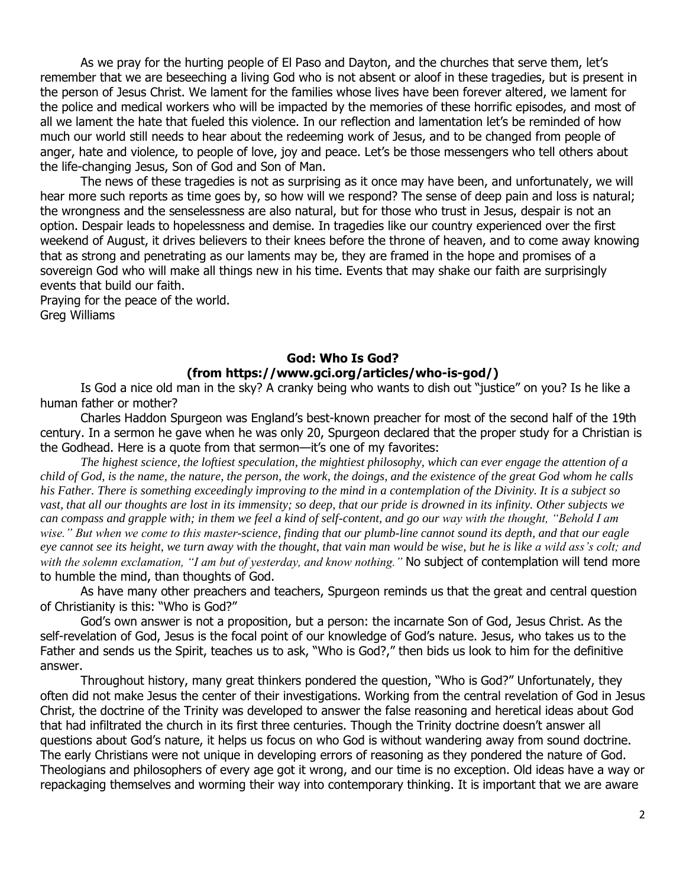As we pray for the hurting people of El Paso and Dayton, and the churches that serve them, let's remember that we are beseeching a living God who is not absent or aloof in these tragedies, but is present in the person of Jesus Christ. We lament for the families whose lives have been forever altered, we lament for the police and medical workers who will be impacted by the memories of these horrific episodes, and most of all we lament the hate that fueled this violence. In our reflection and lamentation let's be reminded of how much our world still needs to hear about the redeeming work of Jesus, and to be changed from people of anger, hate and violence, to people of love, joy and peace. Let's be those messengers who tell others about the life-changing Jesus, Son of God and Son of Man.

The news of these tragedies is not as surprising as it once may have been, and unfortunately, we will hear more such reports as time goes by, so how will we respond? The sense of deep pain and loss is natural; the wrongness and the senselessness are also natural, but for those who trust in Jesus, despair is not an option. Despair leads to hopelessness and demise. In tragedies like our country experienced over the first weekend of August, it drives believers to their knees before the throne of heaven, and to come away knowing that as strong and penetrating as our laments may be, they are framed in the hope and promises of a sovereign God who will make all things new in his time. Events that may shake our faith are surprisingly events that build our faith.

Praying for the peace of the world.
Greg Williams

## God: Who Is God?
## (from https://www.gci.org/articles/who-is-god/)

Is God a nice old man in the sky? A cranky being who wants to dish out "justice" on you? Is he like a human father or mother?

Charles Haddon Spurgeon was England's best-known preacher for most of the second half of the 19th century. In a sermon he gave when he was only 20, Spurgeon declared that the proper study for a Christian is the Godhead. Here is a quote from that sermon—it's one of my favorites:

*The highest science, the loftiest speculation, the mightiest philosophy, which can ever engage the attention of a child of God, is the name, the nature, the person, the work, the doings, and the existence of the great God whom he calls his Father. There is something exceedingly improving to the mind in a contemplation of the Divinity. It is a subject so vast, that all our thoughts are lost in its immensity; so deep, that our pride is drowned in its infinity. Other subjects we can compass and grapple with; in them we feel a kind of self-content, and go our way with the thought, "Behold I am wise." But when we come to this master-science, finding that our plumb-line cannot sound its depth, and that our eagle eye cannot see its height, we turn away with the thought, that vain man would be wise, but he is like a wild ass's colt; and with the solemn exclamation, "I am but of yesterday, and know nothing."* No subject of contemplation will tend more to humble the mind, than thoughts of God.

As have many other preachers and teachers, Spurgeon reminds us that the great and central question of Christianity is this: "Who is God?"

God's own answer is not a proposition, but a person: the incarnate Son of God, Jesus Christ. As the self-revelation of God, Jesus is the focal point of our knowledge of God's nature. Jesus, who takes us to the Father and sends us the Spirit, teaches us to ask, "Who is God?," then bids us look to him for the definitive answer.

Throughout history, many great thinkers pondered the question, "Who is God?" Unfortunately, they often did not make Jesus the center of their investigations. Working from the central revelation of God in Jesus Christ, the doctrine of the Trinity was developed to answer the false reasoning and heretical ideas about God that had infiltrated the church in its first three centuries. Though the Trinity doctrine doesn't answer all questions about God's nature, it helps us focus on who God is without wandering away from sound doctrine. The early Christians were not unique in developing errors of reasoning as they pondered the nature of God. Theologians and philosophers of every age got it wrong, and our time is no exception. Old ideas have a way or repackaging themselves and worming their way into contemporary thinking. It is important that we are aware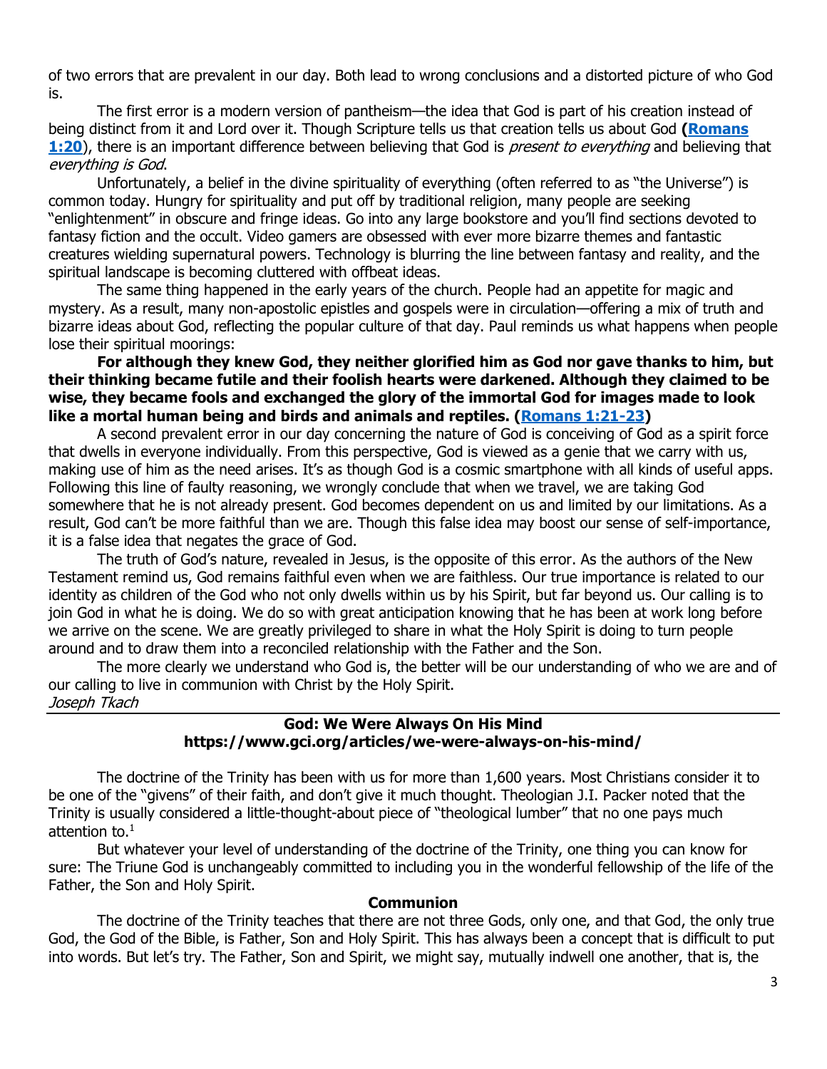of two errors that are prevalent in our day. Both lead to wrong conclusions and a distorted picture of who God is.

The first error is a modern version of pantheism—the idea that God is part of his creation instead of being distinct from it and Lord over it. Though Scripture tells us that creation tells us about God **([Romans 1:20](#)**), there is an important difference between believing that God is *present to everything* and believing that *everything is God*.

Unfortunately, a belief in the divine spirituality of everything (often referred to as "the Universe") is common today. Hungry for spirituality and put off by traditional religion, many people are seeking "enlightenment" in obscure and fringe ideas. Go into any large bookstore and you'll find sections devoted to fantasy fiction and the occult. Video gamers are obsessed with ever more bizarre themes and fantastic creatures wielding supernatural powers. Technology is blurring the line between fantasy and reality, and the spiritual landscape is becoming cluttered with offbeat ideas.

The same thing happened in the early years of the church. People had an appetite for magic and mystery. As a result, many non-apostolic epistles and gospels were in circulation—offering a mix of truth and bizarre ideas about God, reflecting the popular culture of that day. Paul reminds us what happens when people lose their spiritual moorings:

**For although they knew God, they neither glorified him as God nor gave thanks to him, but their thinking became futile and their foolish hearts were darkened. Although they claimed to be wise, they became fools and exchanged the glory of the immortal God for images made to look like a mortal human being and birds and animals and reptiles. ([Romans 1:21-23](#))**

A second prevalent error in our day concerning the nature of God is conceiving of God as a spirit force that dwells in everyone individually. From this perspective, God is viewed as a genie that we carry with us, making use of him as the need arises. It's as though God is a cosmic smartphone with all kinds of useful apps. Following this line of faulty reasoning, we wrongly conclude that when we travel, we are taking God somewhere that he is not already present. God becomes dependent on us and limited by our limitations. As a result, God can't be more faithful than we are. Though this false idea may boost our sense of self-importance, it is a false idea that negates the grace of God.

The truth of God's nature, revealed in Jesus, is the opposite of this error. As the authors of the New Testament remind us, God remains faithful even when we are faithless. Our true importance is related to our identity as children of the God who not only dwells within us by his Spirit, but far beyond us. Our calling is to join God in what he is doing. We do so with great anticipation knowing that he has been at work long before we arrive on the scene. We are greatly privileged to share in what the Holy Spirit is doing to turn people around and to draw them into a reconciled relationship with the Father and the Son.

The more clearly we understand who God is, the better will be our understanding of who we are and of our calling to live in communion with Christ by the Holy Spirit.

*Joseph Tkach*

---

## God: We Were Always On His Mind
### https://www.gci.org/articles/we-were-always-on-his-mind/

The doctrine of the Trinity has been with us for more than 1,600 years. Most Christians consider it to be one of the "givens" of their faith, and don't give it much thought. Theologian J.I. Packer noted that the Trinity is usually considered a little-thought-about piece of "theological lumber" that no one pays much attention to.[1]

But whatever your level of understanding of the doctrine of the Trinity, one thing you can know for sure: The Triune God is unchangeably committed to including you in the wonderful fellowship of the life of the Father, the Son and Holy Spirit.

### Communion

The doctrine of the Trinity teaches that there are not three Gods, only one, and that God, the only true God, the God of the Bible, is Father, Son and Holy Spirit. This has always been a concept that is difficult to put into words. But let's try. The Father, Son and Spirit, we might say, mutually indwell one another, that is, the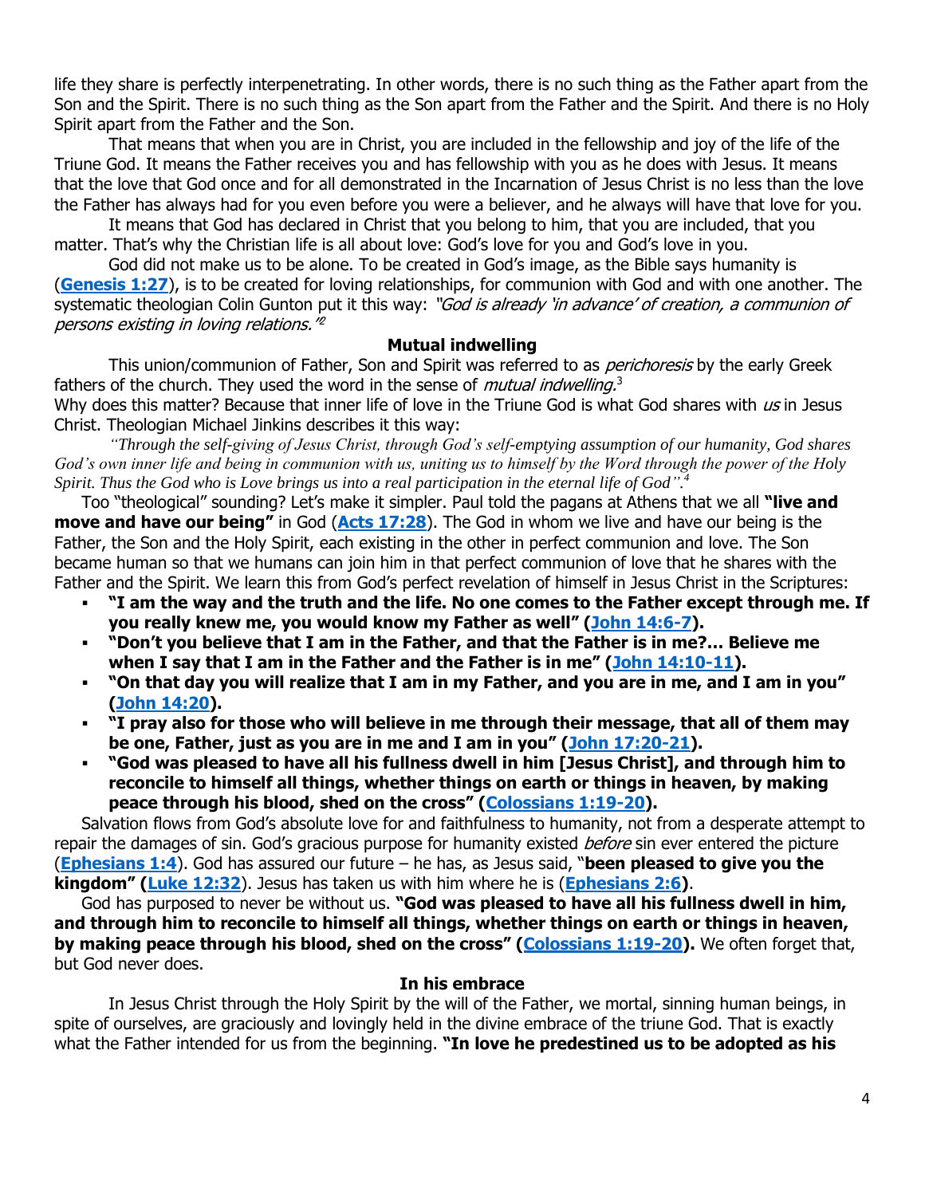life they share is perfectly interpenetrating. In other words, there is no such thing as the Father apart from the Son and the Spirit. There is no such thing as the Son apart from the Father and the Spirit. And there is no Holy Spirit apart from the Father and the Son.

That means that when you are in Christ, you are included in the fellowship and joy of the life of the Triune God. It means the Father receives you and has fellowship with you as he does with Jesus. It means that the love that God once and for all demonstrated in the Incarnation of Jesus Christ is no less than the love the Father has always had for you even before you were a believer, and he always will have that love for you.

It means that God has declared in Christ that you belong to him, that you are included, that you matter. That's why the Christian life is all about love: God's love for you and God's love in you.

God did not make us to be alone. To be created in God's image, as the Bible says humanity is (**Genesis 1:27**), is to be created for loving relationships, for communion with God and with one another. The systematic theologian Colin Gunton put it this way: *"God is already 'in advance' of creation, a communion of persons existing in loving relations."*[2]

**Mutual indwelling**

This union/communion of Father, Son and Spirit was referred to as *perichoresis* by the early Greek fathers of the church. They used the word in the sense of *mutual indwelling*.[3]

Why does this matter? Because that inner life of love in the Triune God is what God shares with *us* in Jesus Christ. Theologian Michael Jinkins describes it this way:

*"Through the self-giving of Jesus Christ, through God's self-emptying assumption of our humanity, God shares God's own inner life and being in communion with us, uniting us to himself by the Word through the power of the Holy Spirit. Thus the God who is Love brings us into a real participation in the eternal life of God".*[4]

Too "theological" sounding? Let's make it simpler. Paul told the pagans at Athens that we all **"live and move and have our being"** in God (**Acts 17:28**). The God in whom we live and have our being is the Father, the Son and the Holy Spirit, each existing in the other in perfect communion and love. The Son became human so that we humans can join him in that perfect communion of love that he shares with the Father and the Spirit. We learn this from God's perfect revelation of himself in Jesus Christ in the Scriptures:

- **"I am the way and the truth and the life. No one comes to the Father except through me. If you really knew me, you would know my Father as well" (John 14:6-7).**
- **"Don't you believe that I am in the Father, and that the Father is in me?... Believe me when I say that I am in the Father and the Father is in me" (John 14:10-11).**
- **"On that day you will realize that I am in my Father, and you are in me, and I am in you" (John 14:20).**
- **"I pray also for those who will believe in me through their message, that all of them may be one, Father, just as you are in me and I am in you" (John 17:20-21).**
- **"God was pleased to have all his fullness dwell in him [Jesus Christ], and through him to reconcile to himself all things, whether things on earth or things in heaven, by making peace through his blood, shed on the cross" (Colossians 1:19-20).**

Salvation flows from God's absolute love for and faithfulness to humanity, not from a desperate attempt to repair the damages of sin. God's gracious purpose for humanity existed *before* sin ever entered the picture (**Ephesians 1:4**). God has assured our future – he has, as Jesus said, "**been pleased to give you the kingdom" (Luke 12:32)**. Jesus has taken us with him where he is (**Ephesians 2:6**).

God has purposed to never be without us. **"God was pleased to have all his fullness dwell in him, and through him to reconcile to himself all things, whether things on earth or things in heaven, by making peace through his blood, shed on the cross" (Colossians 1:19-20).** We often forget that, but God never does.

**In his embrace**

In Jesus Christ through the Holy Spirit by the will of the Father, we mortal, sinning human beings, in spite of ourselves, are graciously and lovingly held in the divine embrace of the triune God. That is exactly what the Father intended for us from the beginning. **"In love he predestined us to be adopted as his**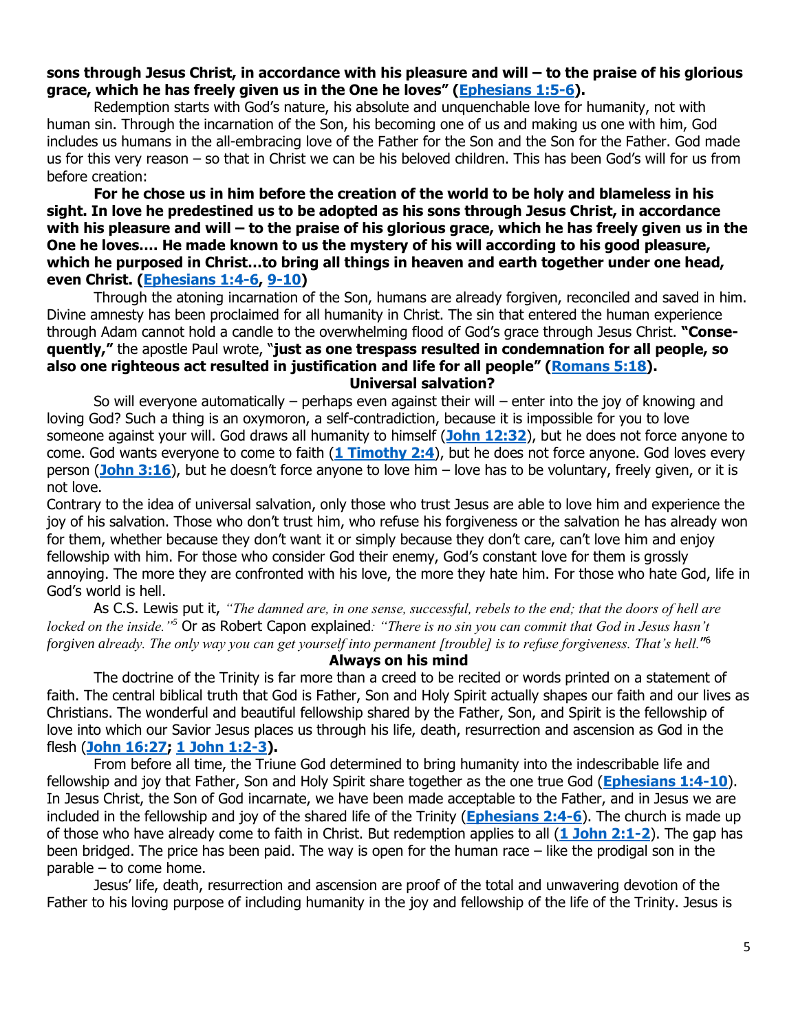**sons through Jesus Christ, in accordance with his pleasure and will – to the praise of his glorious grace, which he has freely given us in the One he loves" (Ephesians 1:5-6).**

Redemption starts with God's nature, his absolute and unquenchable love for humanity, not with human sin. Through the incarnation of the Son, his becoming one of us and making us one with him, God includes us humans in the all-embracing love of the Father for the Son and the Son for the Father. God made us for this very reason – so that in Christ we can be his beloved children. This has been God's will for us from before creation:

**For he chose us in him before the creation of the world to be holy and blameless in his sight. In love he predestined us to be adopted as his sons through Jesus Christ, in accordance with his pleasure and will – to the praise of his glorious grace, which he has freely given us in the One he loves…. He made known to us the mystery of his will according to his good pleasure, which he purposed in Christ…to bring all things in heaven and earth together under one head, even Christ. (Ephesians 1:4-6, 9-10)**

Through the atoning incarnation of the Son, humans are already forgiven, reconciled and saved in him. Divine amnesty has been proclaimed for all humanity in Christ. The sin that entered the human experience through Adam cannot hold a candle to the overwhelming flood of God's grace through Jesus Christ. **"Consequently,"** the apostle Paul wrote, "**just as one trespass resulted in condemnation for all people, so also one righteous act resulted in justification and life for all people" (Romans 5:18).**

**Universal salvation?**

So will everyone automatically – perhaps even against their will – enter into the joy of knowing and loving God? Such a thing is an oxymoron, a self-contradiction, because it is impossible for you to love someone against your will. God draws all humanity to himself (**John 12:32**), but he does not force anyone to come. God wants everyone to come to faith (**1 Timothy 2:4**), but he does not force anyone. God loves every person (**John 3:16**), but he doesn't force anyone to love him – love has to be voluntary, freely given, or it is not love.

Contrary to the idea of universal salvation, only those who trust Jesus are able to love him and experience the joy of his salvation. Those who don't trust him, who refuse his forgiveness or the salvation he has already won for them, whether because they don't want it or simply because they don't care, can't love him and enjoy fellowship with him. For those who consider God their enemy, God's constant love for them is grossly annoying. The more they are confronted with his love, the more they hate him. For those who hate God, life in God's world is hell.

As C.S. Lewis put it, *"The damned are, in one sense, successful, rebels to the end; that the doors of hell are locked on the inside."*[5] Or as Robert Capon explained*: "There is no sin you can commit that God in Jesus hasn't forgiven already. The only way you can get yourself into permanent [trouble] is to refuse forgiveness. That's hell."*[6]

**Always on his mind**

The doctrine of the Trinity is far more than a creed to be recited or words printed on a statement of faith. The central biblical truth that God is Father, Son and Holy Spirit actually shapes our faith and our lives as Christians. The wonderful and beautiful fellowship shared by the Father, Son, and Spirit is the fellowship of love into which our Savior Jesus places us through his life, death, resurrection and ascension as God in the flesh (**John 16:27; 1 John 1:2-3).**

From before all time, the Triune God determined to bring humanity into the indescribable life and fellowship and joy that Father, Son and Holy Spirit share together as the one true God (**Ephesians 1:4-10**). In Jesus Christ, the Son of God incarnate, we have been made acceptable to the Father, and in Jesus we are included in the fellowship and joy of the shared life of the Trinity (**Ephesians 2:4-6**). The church is made up of those who have already come to faith in Christ. But redemption applies to all (**1 John 2:1-2**). The gap has been bridged. The price has been paid. The way is open for the human race – like the prodigal son in the parable – to come home.

Jesus' life, death, resurrection and ascension are proof of the total and unwavering devotion of the Father to his loving purpose of including humanity in the joy and fellowship of the life of the Trinity. Jesus is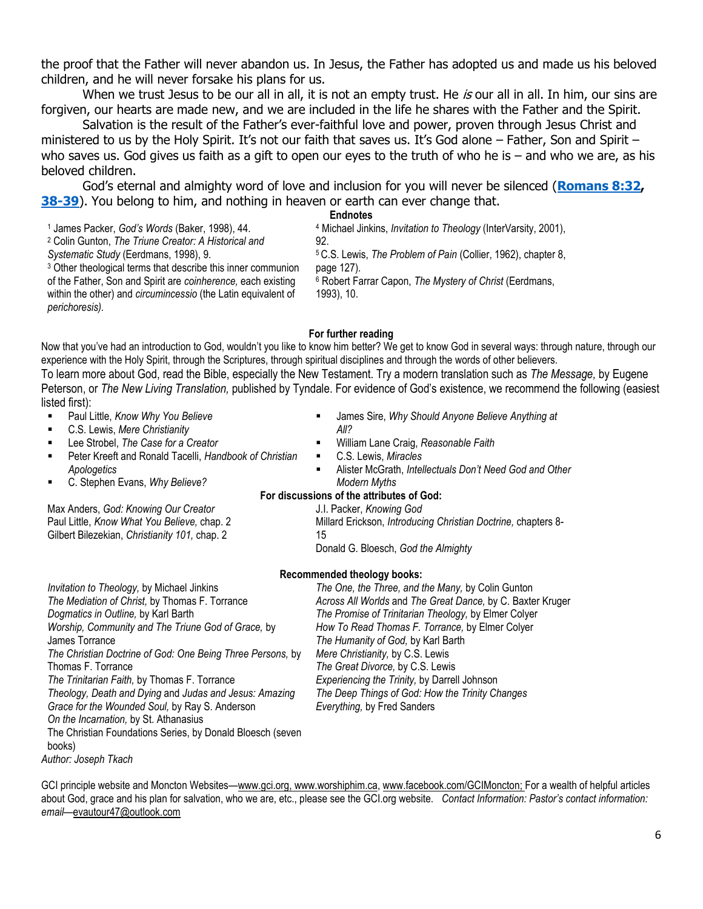the proof that the Father will never abandon us. In Jesus, the Father has adopted us and made us his beloved children, and he will never forsake his plans for us.

When we trust Jesus to be our all in all, it is not an empty trust. He *is* our all in all. In him, our sins are forgiven, our hearts are made new, and we are included in the life he shares with the Father and the Spirit.

Salvation is the result of the Father's ever-faithful love and power, proven through Jesus Christ and ministered to us by the Holy Spirit. It's not our faith that saves us. It's God alone – Father, Son and Spirit – who saves us. God gives us faith as a gift to open our eyes to the truth of who he is – and who we are, as his beloved children.

God's eternal and almighty word of love and inclusion for you will never be silenced (**Romans 8:32, 38-39**). You belong to him, and nothing in heaven or earth can ever change that.

**Endnotes**

[1] James Packer, *God's Words* (Baker, 1998), 44.
[2] Colin Gunton, *The Triune Creator: A Historical and Systematic Study* (Eerdmans, 1998), 9.
[3] Other theological terms that describe this inner communion of the Father, Son and Spirit are *coinherence,* each existing within the other) and *circumincessio* (the Latin equivalent of *perichoresis).*
[4] Michael Jinkins, *Invitation to Theology* (InterVarsity, 2001), 92.
[5] C.S. Lewis, *The Problem of Pain* (Collier, 1962), chapter 8, page 127).
[6] Robert Farrar Capon, *The Mystery of Christ* (Eerdmans, 1993), 10.

**For further reading**

Now that you've had an introduction to God, wouldn't you like to know him better? We get to know God in several ways: through nature, through our experience with the Holy Spirit, through the Scriptures, through spiritual disciplines and through the words of other believers.
To learn more about God, read the Bible, especially the New Testament. Try a modern translation such as *The Message,* by Eugene Peterson, or *The New Living Translation,* published by Tyndale. For evidence of God's existence, we recommend the following (easiest listed first):

- Paul Little, *Know Why You Believe*
- C.S. Lewis, *Mere Christianity*
- Lee Strobel, *The Case for a Creator*
- Peter Kreeft and Ronald Tacelli, *Handbook of Christian Apologetics*
- C. Stephen Evans, *Why Believe?*
- James Sire, *Why Should Anyone Believe Anything at All?*
- William Lane Craig, *Reasonable Faith*
- C.S. Lewis, *Miracles*
- Alister McGrath, *Intellectuals Don't Need God and Other Modern Myths*

**For discussions of the attributes of God:**

Max Anders, *God: Knowing Our Creator*
Paul Little, *Know What You Believe,* chap. 2
Gilbert Bilezekian, *Christianity 101,* chap. 2
J.I. Packer, *Knowing God*
Millard Erickson, *Introducing Christian Doctrine,* chapters 8-15
Donald G. Bloesch, *God the Almighty*

**Recommended theology books:**

*Invitation to Theology,* by Michael Jinkins
*The Mediation of Christ,* by Thomas F. Torrance
*Dogmatics in Outline,* by Karl Barth
*Worship, Community and The Triune God of Grace,* by James Torrance
*The Christian Doctrine of God: One Being Three Persons,* by Thomas F. Torrance
*The Trinitarian Faith,* by Thomas F. Torrance
*Theology, Death and Dying* and *Judas and Jesus: Amazing Grace for the Wounded Soul,* by Ray S. Anderson
*On the Incarnation,* by St. Athanasius
The Christian Foundations Series, by Donald Bloesch (seven books)
*The One, the Three, and the Many,* by Colin Gunton
*Across All Worlds* and *The Great Dance,* by C. Baxter Kruger
*The Promise of Trinitarian Theology,* by Elmer Colyer
*How To Read Thomas F. Torrance,* by Elmer Colyer
*The Humanity of God,* by Karl Barth
*Mere Christianity,* by C.S. Lewis
*The Great Divorce,* by C.S. Lewis
*Experiencing the Trinity,* by Darrell Johnson
*The Deep Things of God: How the Trinity Changes Everything,* by Fred Sanders

*Author: Joseph Tkach*

GCI principle website and Moncton Websites—www.gci.org, www.worshiphim.ca, www.facebook.com/GCIMoncton; For a wealth of helpful articles about God, grace and his plan for salvation, who we are, etc., please see the GCI.org website. *Contact Information: Pastor's contact information: email*—evautour47@outlook.com